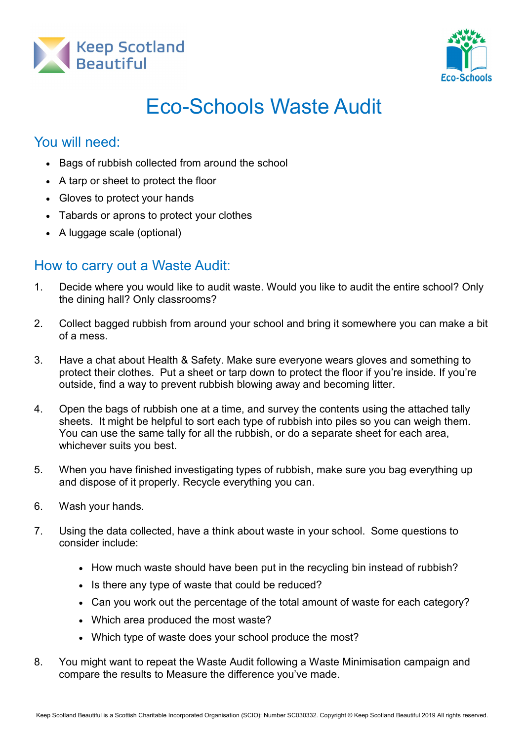# Eco-Schools Waste Audit

## You will need:

- Bags of rubbish collected from around the school
- A tarp or sheet to protect the floor
- Gloves to protect your hands
- Tabards or aprons to protect your clothes
- A luggage scale (optional)

## How to carry out a Waste Audit:

1. Decide where you would like to audit waste. Would you like to audit the entire school? Only the dining hall? Only classrooms?

2. Collect bagged rubbish from around your school and bring it somewhere you can make a bit of a mess.

3. Have a chat about Health & Safety. Make sure everyone wears gloves and something to protect their clothes. Put a sheet or tarp down to protect the floor if you're inside. If you're outside, find a way to prevent rubbish blowing away and becoming litter.

4. Open the bags of rubbish one at a time, and survey the contents using the attached tally sheets. It might be helpful to sort each type of rubbish into piles so you can weigh them. You can use the same tally for all the rubbish, or do a separate sheet for each area, whichever suits you best.

5. When you have finished investigating types of rubbish, make sure you bag everything up and dispose of it properly. Recycle everything you can.

6. Wash your hands.

7. Using the data collected, have a think about waste in your school. Some questions to consider include:

   - How much waste should have been put in the recycling bin instead of rubbish?
   - Is there any type of waste that could be reduced?
   - Can you work out the percentage of the total amount of waste for each category?
   - Which area produced the most waste?
   - Which type of waste does your school produce the most?

8. You might want to repeat the Waste Audit following a Waste Minimisation campaign and compare the results to Measure the difference you've made.

Keep Scotland Beautiful is a Scottish Charitable Incorporated Organisation (SCIO): Number SC030332. Copyright © Keep Scotland Beautiful 2019 All rights reserved.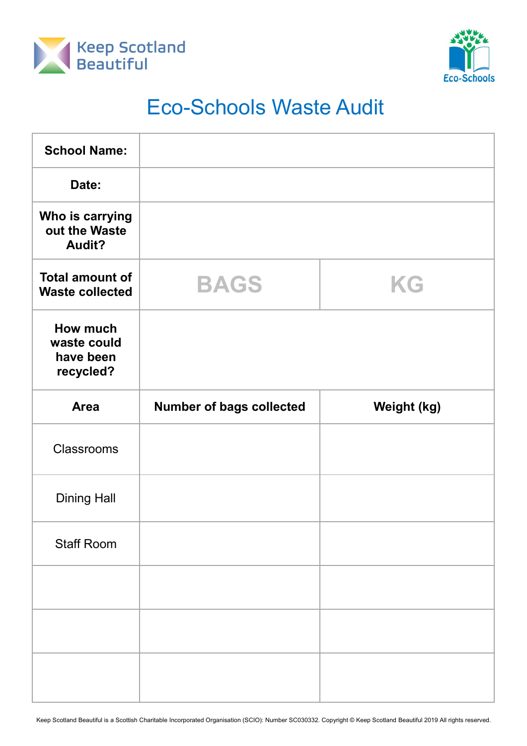Keep Scotland Beautiful

Eco-Schools

# Eco-Schools Waste Audit

| School Name: | | |
|---|---|---|
| Date: | | |
| Who is carrying out the Waste Audit? | | |
| Total amount of Waste collected | BAGS | KG |
| How much waste could have been recycled? | | |
| **Area** | **Number of bags collected** | **Weight (kg)** |
| Classrooms | | |
| Dining Hall | | |
| Staff Room | | |
| | | |
| | | |
| | | |

Keep Scotland Beautiful is a Scottish Charitable Incorporated Organisation (SCIO): Number SC030332. Copyright © Keep Scotland Beautiful 2019 All rights reserved.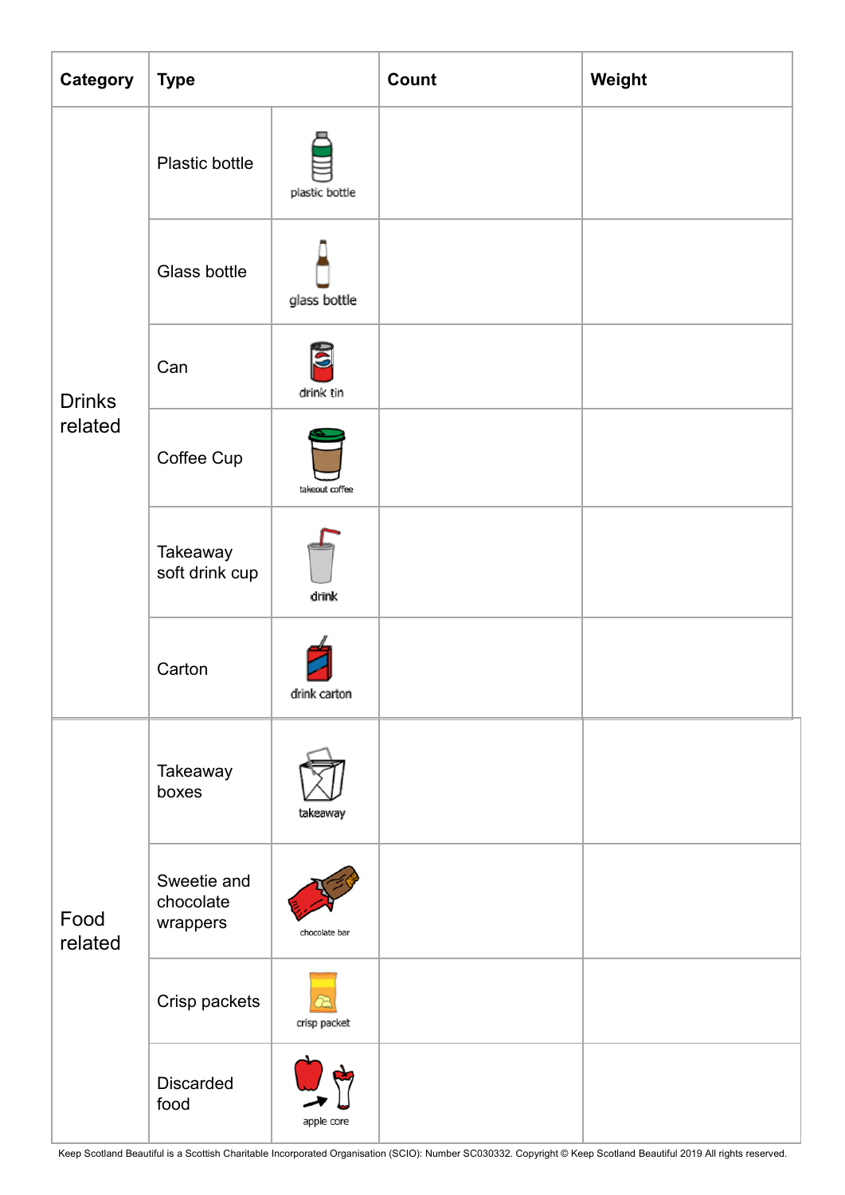| Category | Type | | Count | Weight |
|---|---|---|---|---|
| Drinks related | Plastic bottle | plastic bottle | | |
| | Glass bottle | glass bottle | | |
| | Can | drink tin | | |
| | Coffee Cup | takeout coffee | | |
| | Takeaway soft drink cup | drink | | |
| | Carton | drink carton | | |
| Food related | Takeaway boxes | takeaway | | |
| | Sweetie and chocolate wrappers | chocolate bar | | |
| | Crisp packets | crisp packet | | |
| | Discarded food | apple core | | |

Keep Scotland Beautiful is a Scottish Charitable Incorporated Organisation (SCIO): Number SC030332. Copyright © Keep Scotland Beautiful 2019 All rights reserved.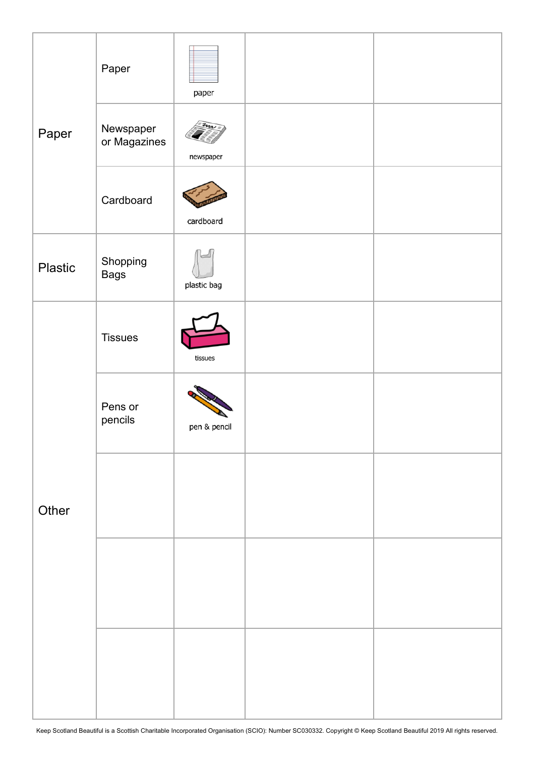| | | | | |
|---|---|---|---|---|
| Paper | Paper | paper | | |
| | Newspaper or Magazines | newspaper | | |
| | Cardboard | cardboard | | |
| Plastic | Shopping Bags | plastic bag | | |
| Other | Tissues | tissues | | |
| | Pens or pencils | pen & pencil | | |
| | | | | |
| | | | | |
| | | | | |

Keep Scotland Beautiful is a Scottish Charitable Incorporated Organisation (SCIO): Number SC030332. Copyright © Keep Scotland Beautiful 2019 All rights reserved.